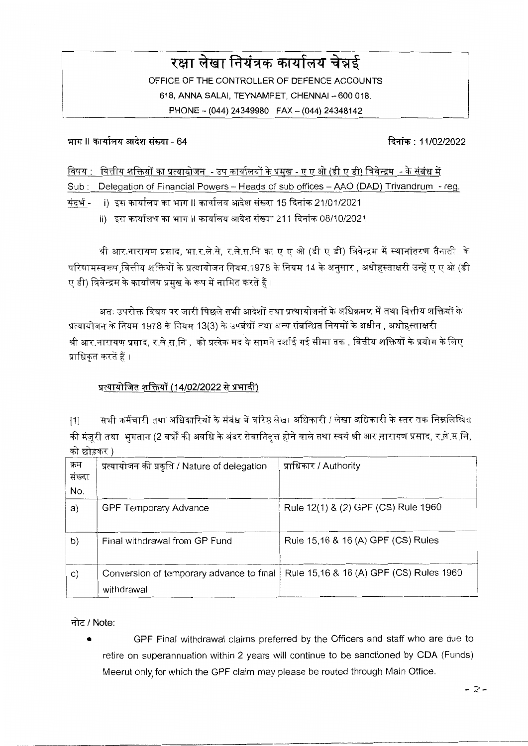# रक्षा लेखा नियंत्रक कार्यालय चेन्नई

OFFICE OF THE CONTROLLER OF DEFENCE ACCOUNTS
618, ANNA SALAI, TEYNAMPET, CHENNAI – 600 018.
PHONE – (044) 24349980 FAX – (044) 24348142

भाग II कार्यालय आदेश संख्या - 64 दिनांक : 11/02/2022

विषय : वित्तीय शक्तियों का प्रत्यायोजन - उप कार्यालयों के प्रमुख - ए ए ओ (डी ए डी) त्रिवेन्द्रम - के संबंध में

Sub : Delegation of Financial Powers – Heads of sub offices – AAO (DAD) Trivandrum - reg.

संदर्भ - i) इस कार्यालय का भाग II कार्यालय आदेश संख्या 15 दिनांक 21/01/2021

ii) इस कार्यालय का भाग II कार्यालय आदेश संख्या 211 दिनांक 08/10/2021

श्री आर.नारायण प्रसाद, भा.र.ले.से, र.ले.स.नि का ए ए ओ (डी ए डी) त्रिवेन्द्रम में स्थानांतरण तैनाती के परिणामस्वरूप,वित्तीय शक्तियों के प्रत्यायोजन नियम,1978 के नियम 14 के अनुसार , अधोहस्ताक्षरी उन्हें ए ए ओ (डी ए डी) त्रिवेन्द्रम के कार्यालय प्रमुख के रूप में नामित करते हैं।

अतः उपरोक्त विषय पर जारी पिछले सभी आदेशों तथा प्रत्यायोजनों के अधिक्रमण में तथा वित्तीय शक्तियों के प्रत्यायोजन के नियम 1978 के नियम 13(3) के उपबंधों तथा अन्य संबन्धित नियमों के अधीन , अधोहस्ताक्षरी श्री आर.नारायण प्रसाद, र.ले.स.नि , को प्रत्येक मद के सामने दर्शाई गई सीमा तक , वित्तीय शक्तियों के प्रयोग के लिए प्राधिकृत करते हैं।

## प्रत्यायोजित शक्तियाँ (14/02/2022 से प्रभावी)

[1] सभी कर्मचारी तथा अधिकारियों के संबंध में वरिष्ठ लेखा अधिकारी / लेखा अधिकारी के स्तर तक निम्नलिखित की मंज़ूरी तथा भुगतान (2 वर्षों की अवधि के अंदर सेवानिवृत्त होने वाले तथा स्वयं श्री आर.नारायण प्रसाद, र.ले.स.नि, को छोड़कर )

| क्रम संख्या No. | प्रत्यायोजन की प्रकृति / Nature of delegation | प्राधिकार / Authority |
|---|---|---|
| a) | GPF Temporary Advance | Rule 12(1) & (2) GPF (CS) Rule 1960 |
| b) | Final withdrawal from GP Fund | Rule 15,16 & 16 (A) GPF (CS) Rules |
| c) | Conversion of temporary advance to final withdrawal | Rule 15,16 & 16 (A) GPF (CS) Rules 1960 |

नोट / Note:

- GPF Final withdrawal claims preferred by the Officers and staff who are due to retire on superannuation within 2 years will continue to be sanctioned by CDA (Funds) Meerut only for which the GPF claim may please be routed through Main Office.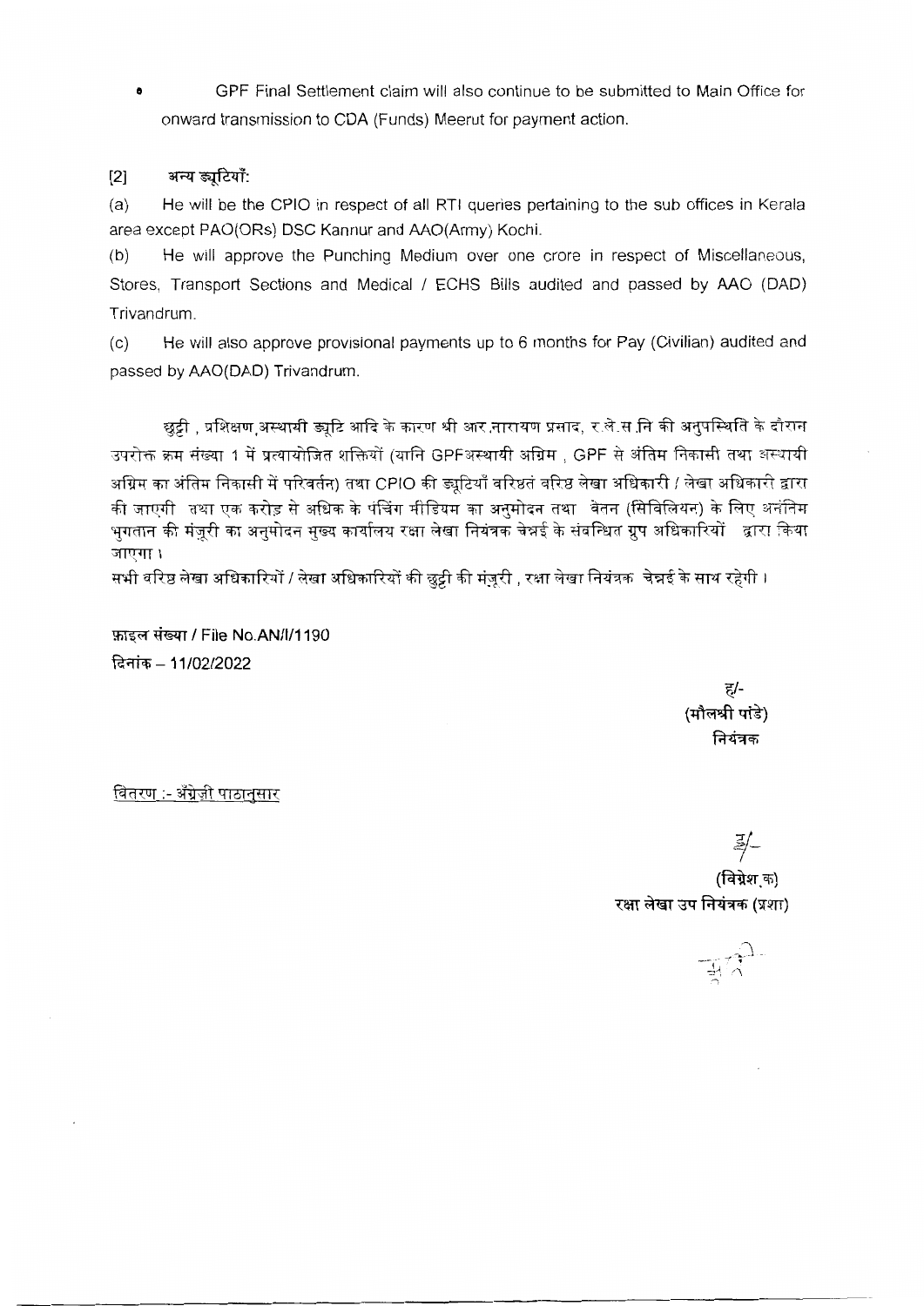- GPF Final Settlement claim will also continue to be submitted to Main Office for onward transmission to CDA (Funds) Meerut for payment action.

[2] अन्य ड्यूटियाँ:

(a) He will be the CPIO in respect of all RTI queries pertaining to the sub offices in Kerala area except PAO(ORs) DSC Kannur and AAO(Army) Kochi.

(b) He will approve the Punching Medium over one crore in respect of Miscellaneous, Stores, Transport Sections and Medical / ECHS Bills audited and passed by AAO (DAD) Trivandrum.

(c) He will also approve provisional payments up to 6 months for Pay (Civilian) audited and passed by AAO(DAD) Trivandrum.

छुट्टी , प्रशिक्षण,अस्थायी ड्यूटि आदि के कारण श्री आर.नारायण प्रसाद, र.ले.स.नि की अनुपस्थिति के दौरान उपरोक्त क्रम संख्या 1 में प्रत्यायोजित शक्तियों (यानि GPFअस्थायी अग्रिम , GPF से अंतिम निकासी तथा अस्थायी अग्रिम का अंतिम निकासी में परिवर्तन) तथा CPIO की ड्यूटियाँ वरिष्ठतं वरिष्ठ लेखा अधिकारी / लेखा अधिकारी द्वारा की जाएगी तथा एक करोड़ से अधिक के पंचिंग मीडियम का अनुमोदन तथा वेतन (सिविलियन) के लिए अनंतिम भुगतान की मंजूरी का अनुमोदन मुख्य कार्यालय रक्षा लेखा नियंत्रक चेन्नई के संबन्धित ग्रुप अधिकारियों द्वारा किया जाएगा ।

सभी वरिष्ठ लेखा अधिकारियों / लेखा अधिकारियों की छुट्टी की मंजूरी , रक्षा लेखा नियंत्रक चेन्नई के साथ रहेगी ।

फ़ाइल संख्या / File No.AN/I/1190
दिनांक – 11/02/2022

ह/-
(मौलश्री पांडे)
नियंत्रक

वितरण :- अँग्रेज़ी पाठानुसार

ह/-
(विग्नेश.क)
रक्षा लेखा उप नियंत्रक (प्रशा)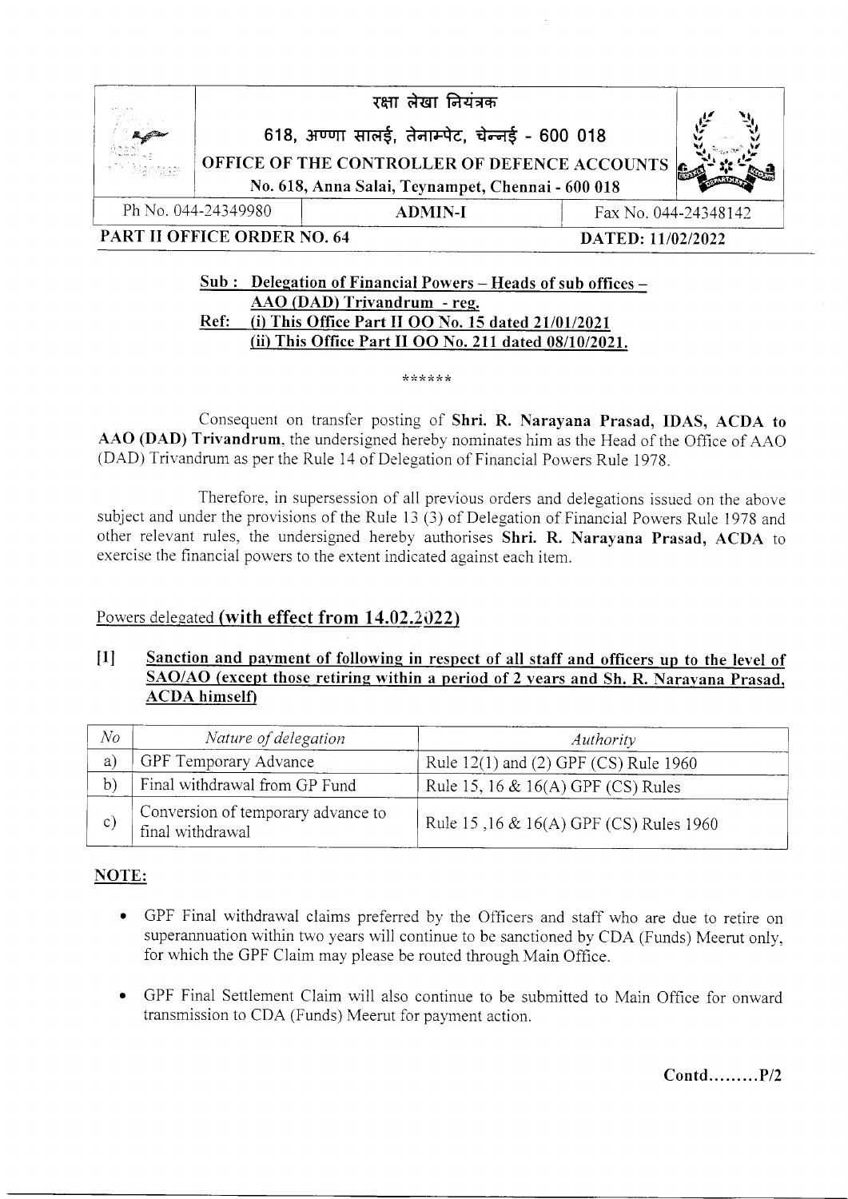रक्षा लेखा नियंत्रक

618, अण्णा सालई, तेनाम्पेट, चेन्नई - 600 018

**OFFICE OF THE CONTROLLER OF DEFENCE ACCOUNTS**

**No. 618, Anna Salai, Teynampet, Chennai - 600 018**

| Ph No. 044-24349980 | **ADMIN-I** | Fax No. 044-24348142 |
|---|---|---|

**PART II OFFICE ORDER NO. 64** **DATED: 11/02/2022**

**Sub : Delegation of Financial Powers – Heads of sub offices – AAO (DAD) Trivandrum - reg.**

**Ref: (i) This Office Part II OO No. 15 dated 21/01/2021**
**(ii) This Office Part II OO No. 211 dated 08/10/2021.**

******

Consequent on transfer posting of **Shri. R. Narayana Prasad, IDAS, ACDA to AAO (DAD) Trivandrum**, the undersigned hereby nominates him as the Head of the Office of AAO (DAD) Trivandrum as per the Rule 14 of Delegation of Financial Powers Rule 1978.

Therefore, in supersession of all previous orders and delegations issued on the above subject and under the provisions of the Rule 13 (3) of Delegation of Financial Powers Rule 1978 and other relevant rules, the undersigned hereby authorises **Shri. R. Narayana Prasad, ACDA** to exercise the financial powers to the extent indicated against each item.

Powers delegated **(with effect from 14.02.2022)**

**[1] Sanction and payment of following in respect of all staff and officers up to the level of SAO/AO (except those retiring within a period of 2 years and Sh. R. Narayana Prasad, ACDA himself)**

| *No* | *Nature of delegation* | *Authority* |
|---|---|---|
| a) | GPF Temporary Advance | Rule 12(1) and (2) GPF (CS) Rule 1960 |
| b) | Final withdrawal from GP Fund | Rule 15, 16 & 16(A) GPF (CS) Rules |
| c) | Conversion of temporary advance to final withdrawal | Rule 15 ,16 & 16(A) GPF (CS) Rules 1960 |

**NOTE:**

- GPF Final withdrawal claims preferred by the Officers and staff who are due to retire on superannuation within two years will continue to be sanctioned by CDA (Funds) Meerut only, for which the GPF Claim may please be routed through Main Office.
- GPF Final Settlement Claim will also continue to be submitted to Main Office for onward transmission to CDA (Funds) Meerut for payment action.

**Contd.........P/2**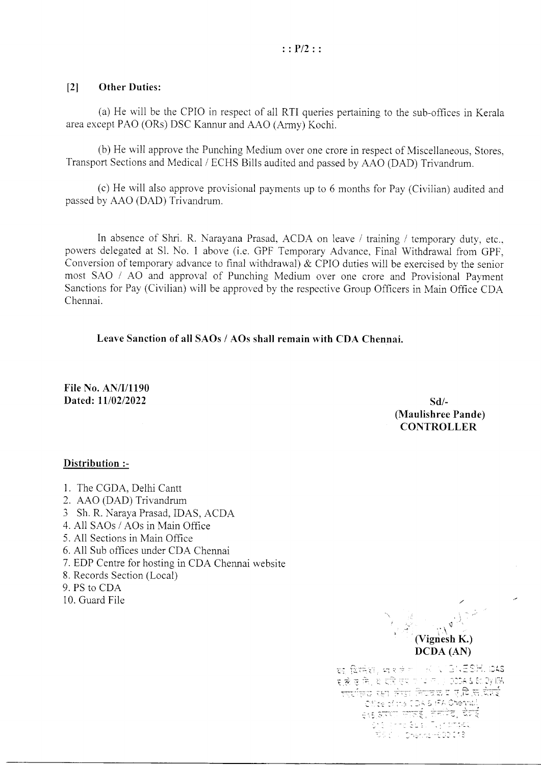: : P/2 : :

**[2] Other Duties:**

(a) He will be the CPIO in respect of all RTI queries pertaining to the sub-offices in Kerala area except PAO (ORs) DSC Kannur and AAO (Army) Kochi.

(b) He will approve the Punching Medium over one crore in respect of Miscellaneous, Stores, Transport Sections and Medical / ECHS Bills audited and passed by AAO (DAD) Trivandrum.

(c) He will also approve provisional payments up to 6 months for Pay (Civilian) audited and passed by AAO (DAD) Trivandrum.

In absence of Shri. R. Narayana Prasad, ACDA on leave / training / temporary duty, etc., powers delegated at Sl. No. 1 above (i.e. GPF Temporary Advance, Final Withdrawal from GPF, Conversion of temporary advance to final withdrawal) & CPIO duties will be exercised by the senior most SAO / AO and approval of Punching Medium over one crore and Provisional Payment Sanctions for Pay (Civilian) will be approved by the respective Group Officers in Main Office CDA Chennai.

**Leave Sanction of all SAOs / AOs shall remain with CDA Chennai.**

**File No. AN/I/1190**
**Dated: 11/02/2022**

**Sd/-**
**(Maulishree Pande)**
**CONTROLLER**

**Distribution :-**

1. The CGDA, Delhi Cantt
2. AAO (DAD) Trivandrum
3. Sh. R. Naraya Prasad, IDAS, ACDA
4. All SAOs / AOs in Main Office
5. All Sections in Main Office
6. All Sub offices under CDA Chennai
7. EDP Centre for hosting in CDA Chennai website
8. Records Section (Local)
9. PS to CDA
10. Guard File

**(Vignesh K.)**
**DCDA (AN)**